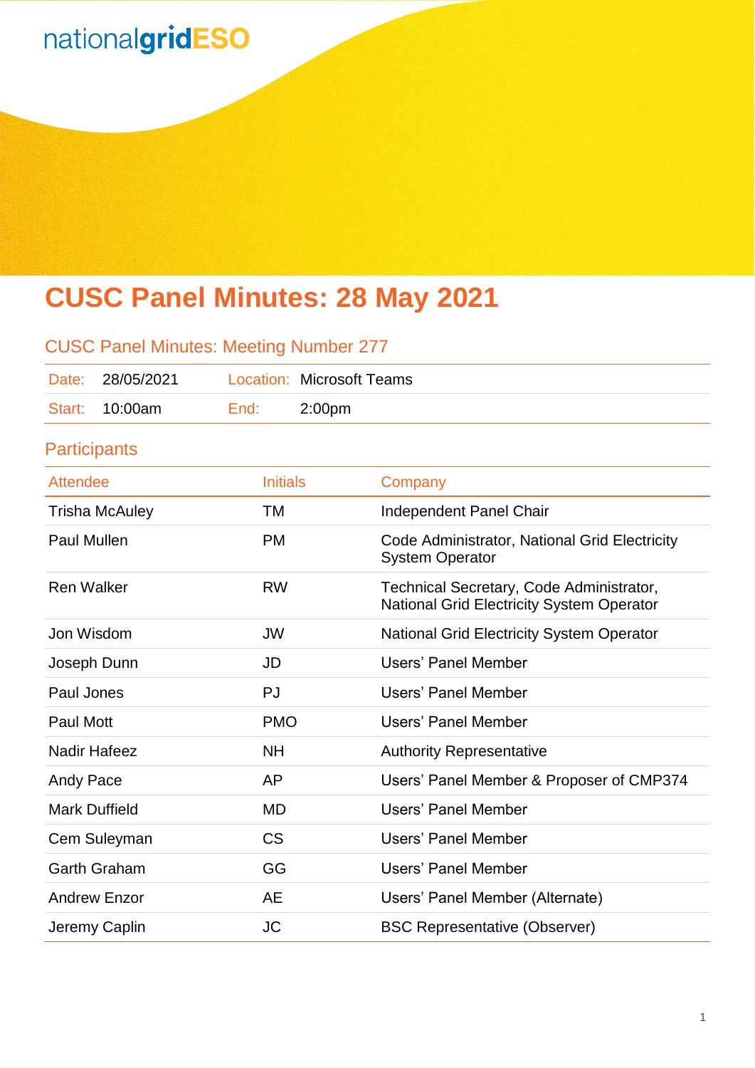# CUSC Panel Minutes: 28 May 2021

## CUSC Panel Minutes: Meeting Number 277

| Date: | 28/05/2021 | Location: | Microsoft Teams |
|---|---|---|---|
| Start: | 10:00am | End: | 2:00pm |

## Participants

| Attendee | Initials | Company |
|---|---|---|
| Trisha McAuley | TM | Independent Panel Chair |
| Paul Mullen | PM | Code Administrator, National Grid Electricity System Operator |
| Ren Walker | RW | Technical Secretary, Code Administrator, National Grid Electricity System Operator |
| Jon Wisdom | JW | National Grid Electricity System Operator |
| Joseph Dunn | JD | Users' Panel Member |
| Paul Jones | PJ | Users' Panel Member |
| Paul Mott | PMO | Users' Panel Member |
| Nadir Hafeez | NH | Authority Representative |
| Andy Pace | AP | Users' Panel Member & Proposer of CMP374 |
| Mark Duffield | MD | Users' Panel Member |
| Cem Suleyman | CS | Users' Panel Member |
| Garth Graham | GG | Users' Panel Member |
| Andrew Enzor | AE | Users' Panel Member (Alternate) |
| Jeremy Caplin | JC | BSC Representative (Observer) |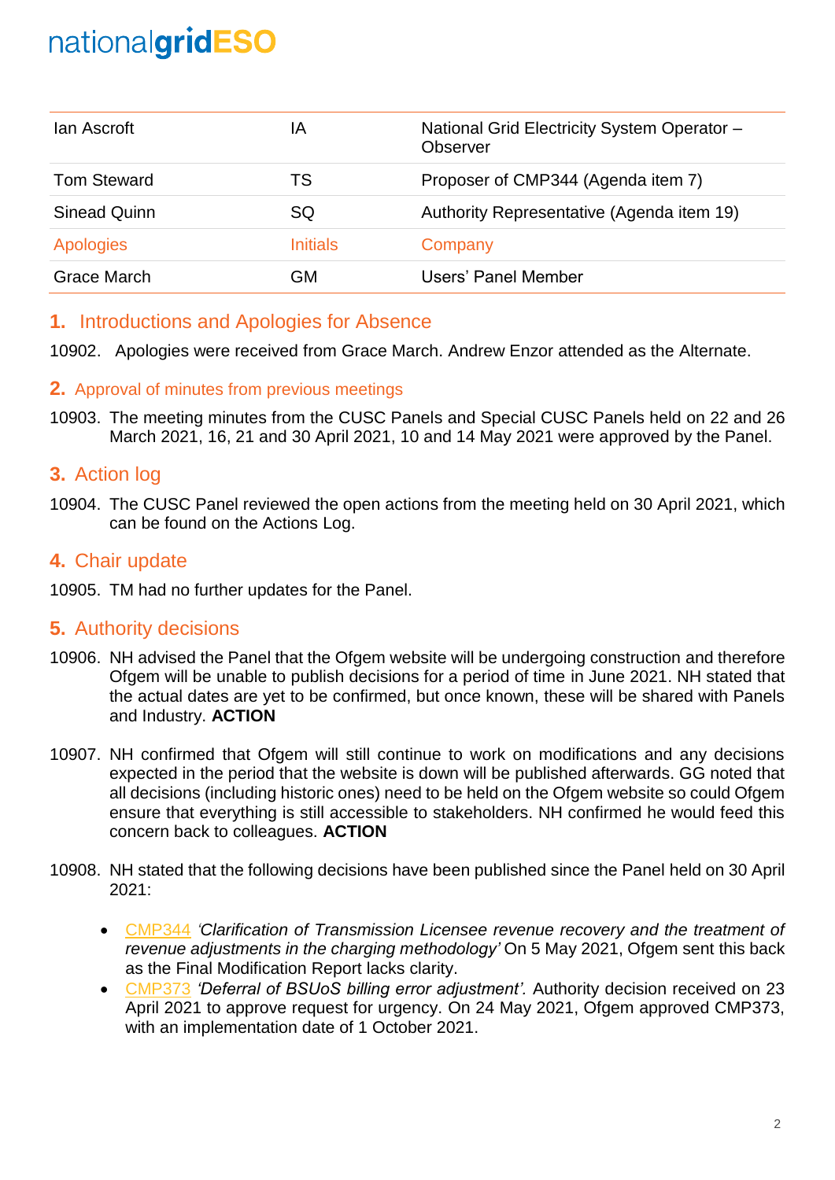| | | |
|---|---|---|
| Ian Ascroft | IA | National Grid Electricity System Operator – Observer |
| Tom Steward | TS | Proposer of CMP344 (Agenda item 7) |
| Sinead Quinn | SQ | Authority Representative (Agenda item 19) |
| **Apologies** | **Initials** | **Company** |
| Grace March | GM | Users' Panel Member |

## 1. Introductions and Apologies for Absence

10902. Apologies were received from Grace March. Andrew Enzor attended as the Alternate.

## 2. Approval of minutes from previous meetings

10903. The meeting minutes from the CUSC Panels and Special CUSC Panels held on 22 and 26 March 2021, 16, 21 and 30 April 2021, 10 and 14 May 2021 were approved by the Panel.

## 3. Action log

10904. The CUSC Panel reviewed the open actions from the meeting held on 30 April 2021, which can be found on the Actions Log.

## 4. Chair update

10905. TM had no further updates for the Panel.

## 5. Authority decisions

10906. NH advised the Panel that the Ofgem website will be undergoing construction and therefore Ofgem will be unable to publish decisions for a period of time in June 2021. NH stated that the actual dates are yet to be confirmed, but once known, these will be shared with Panels and Industry. **ACTION**

10907. NH confirmed that Ofgem will still continue to work on modifications and any decisions expected in the period that the website is down will be published afterwards. GG noted that all decisions (including historic ones) need to be held on the Ofgem website so could Ofgem ensure that everything is still accessible to stakeholders. NH confirmed he would feed this concern back to colleagues. **ACTION**

10908. NH stated that the following decisions have been published since the Panel held on 30 April 2021:

- CMP344 *'Clarification of Transmission Licensee revenue recovery and the treatment of revenue adjustments in the charging methodology'* On 5 May 2021, Ofgem sent this back as the Final Modification Report lacks clarity.
- CMP373 *'Deferral of BSUoS billing error adjustment'.* Authority decision received on 23 April 2021 to approve request for urgency. On 24 May 2021, Ofgem approved CMP373, with an implementation date of 1 October 2021.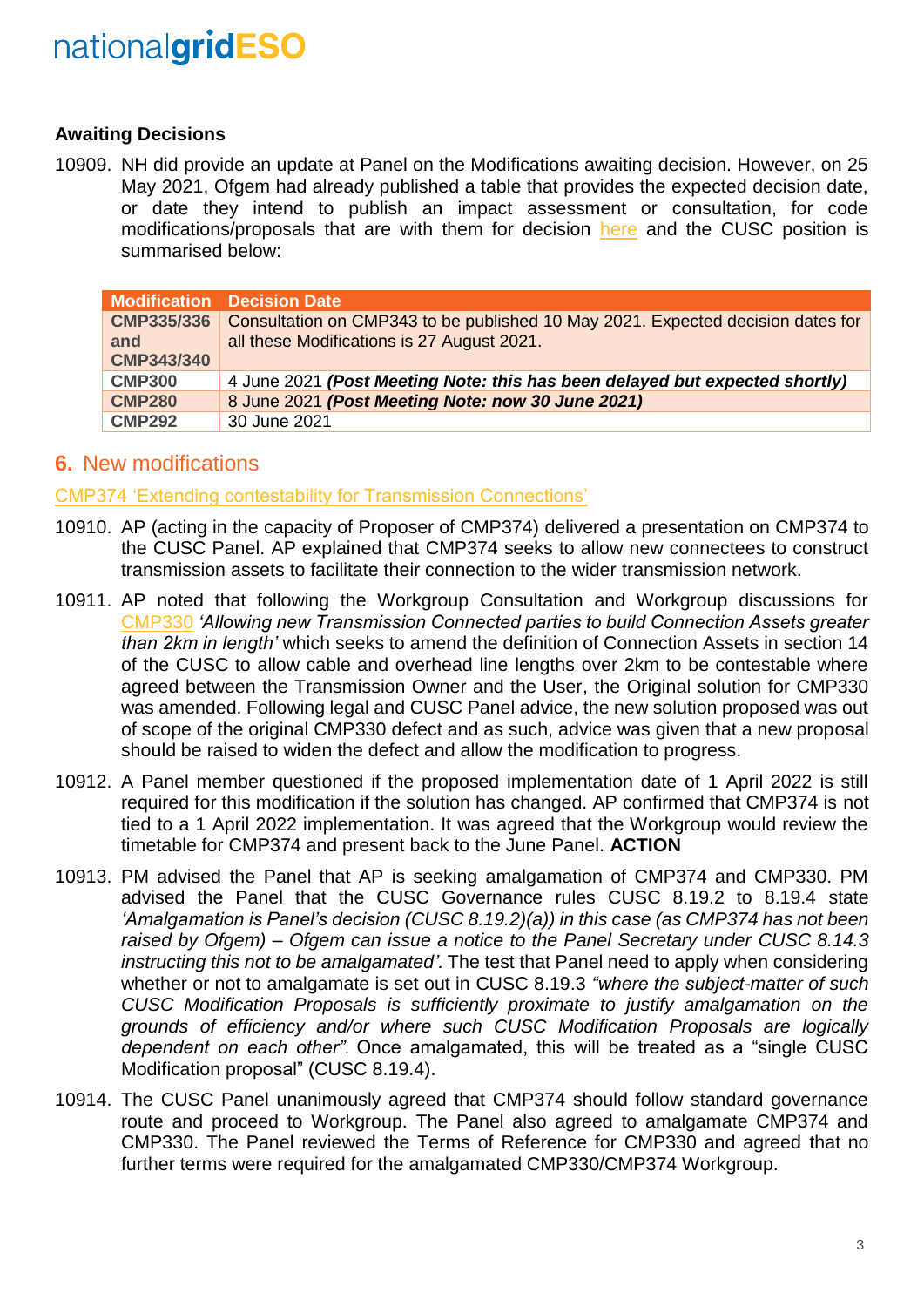### Awaiting Decisions

10909. NH did provide an update at Panel on the Modifications awaiting decision. However, on 25 May 2021, Ofgem had already published a table that provides the expected decision date, or date they intend to publish an impact assessment or consultation, for code modifications/proposals that are with them for decision here and the CUSC position is summarised below:

| Modification | Decision Date |
|---|---|
| **CMP335/336 and CMP343/340** | Consultation on CMP343 to be published 10 May 2021. Expected decision dates for all these Modifications is 27 August 2021. |
| **CMP300** | 4 June 2021 ***(Post Meeting Note: this has been delayed but expected shortly)*** |
| **CMP280** | 8 June 2021 ***(Post Meeting Note: now 30 June 2021)*** |
| **CMP292** | 30 June 2021 |

## 6. New modifications

CMP374 'Extending contestability for Transmission Connections'

10910. AP (acting in the capacity of Proposer of CMP374) delivered a presentation on CMP374 to the CUSC Panel. AP explained that CMP374 seeks to allow new connectees to construct transmission assets to facilitate their connection to the wider transmission network.

10911. AP noted that following the Workgroup Consultation and Workgroup discussions for CMP330 *'Allowing new Transmission Connected parties to build Connection Assets greater than 2km in length'* which seeks to amend the definition of Connection Assets in section 14 of the CUSC to allow cable and overhead line lengths over 2km to be contestable where agreed between the Transmission Owner and the User, the Original solution for CMP330 was amended. Following legal and CUSC Panel advice, the new solution proposed was out of scope of the original CMP330 defect and as such, advice was given that a new proposal should be raised to widen the defect and allow the modification to progress.

10912. A Panel member questioned if the proposed implementation date of 1 April 2022 is still required for this modification if the solution has changed. AP confirmed that CMP374 is not tied to a 1 April 2022 implementation. It was agreed that the Workgroup would review the timetable for CMP374 and present back to the June Panel. **ACTION**

10913. PM advised the Panel that AP is seeking amalgamation of CMP374 and CMP330. PM advised the Panel that the CUSC Governance rules CUSC 8.19.2 to 8.19.4 state *'Amalgamation is Panel's decision (CUSC 8.19.2)(a)) in this case (as CMP374 has not been raised by Ofgem) – Ofgem can issue a notice to the Panel Secretary under CUSC 8.14.3 instructing this not to be amalgamated'*. The test that Panel need to apply when considering whether or not to amalgamate is set out in CUSC 8.19.3 *"where the subject-matter of such CUSC Modification Proposals is sufficiently proximate to justify amalgamation on the grounds of efficiency and/or where such CUSC Modification Proposals are logically dependent on each other"*. Once amalgamated, this will be treated as a "single CUSC Modification proposal" (CUSC 8.19.4).

10914. The CUSC Panel unanimously agreed that CMP374 should follow standard governance route and proceed to Workgroup. The Panel also agreed to amalgamate CMP374 and CMP330. The Panel reviewed the Terms of Reference for CMP330 and agreed that no further terms were required for the amalgamated CMP330/CMP374 Workgroup.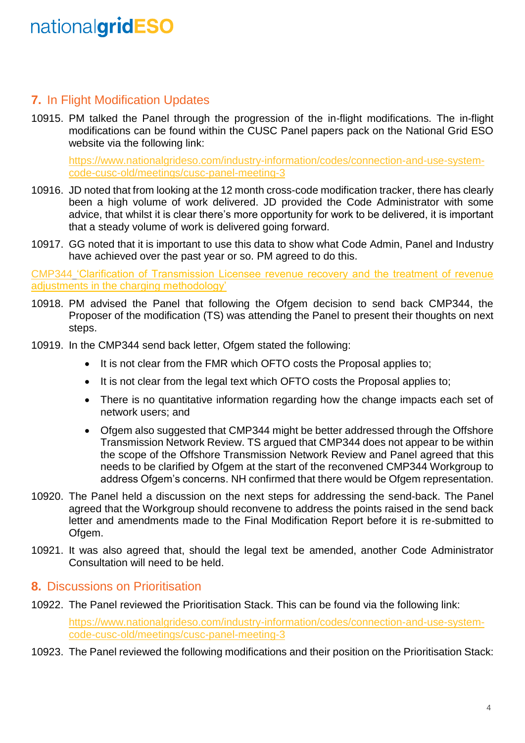## 7. In Flight Modification Updates

10915. PM talked the Panel through the progression of the in-flight modifications. The in-flight modifications can be found within the CUSC Panel papers pack on the National Grid ESO website via the following link:

https://www.nationalgrideso.com/industry-information/codes/connection-and-use-system-code-cusc-old/meetings/cusc-panel-meeting-3

10916. JD noted that from looking at the 12 month cross-code modification tracker, there has clearly been a high volume of work delivered. JD provided the Code Administrator with some advice, that whilst it is clear there's more opportunity for work to be delivered, it is important that a steady volume of work is delivered going forward.

10917. GG noted that it is important to use this data to show what Code Admin, Panel and Industry have achieved over the past year or so. PM agreed to do this.

CMP344 'Clarification of Transmission Licensee revenue recovery and the treatment of revenue adjustments in the charging methodology'

10918. PM advised the Panel that following the Ofgem decision to send back CMP344, the Proposer of the modification (TS) was attending the Panel to present their thoughts on next steps.

10919. In the CMP344 send back letter, Ofgem stated the following:

- It is not clear from the FMR which OFTO costs the Proposal applies to;
- It is not clear from the legal text which OFTO costs the Proposal applies to;
- There is no quantitative information regarding how the change impacts each set of network users; and
- Ofgem also suggested that CMP344 might be better addressed through the Offshore Transmission Network Review. TS argued that CMP344 does not appear to be within the scope of the Offshore Transmission Network Review and Panel agreed that this needs to be clarified by Ofgem at the start of the reconvened CMP344 Workgroup to address Ofgem's concerns. NH confirmed that there would be Ofgem representation.

10920. The Panel held a discussion on the next steps for addressing the send-back. The Panel agreed that the Workgroup should reconvene to address the points raised in the send back letter and amendments made to the Final Modification Report before it is re-submitted to Ofgem.

10921. It was also agreed that, should the legal text be amended, another Code Administrator Consultation will need to be held.

## 8. Discussions on Prioritisation

10922. The Panel reviewed the Prioritisation Stack. This can be found via the following link:

https://www.nationalgrideso.com/industry-information/codes/connection-and-use-system-code-cusc-old/meetings/cusc-panel-meeting-3

10923. The Panel reviewed the following modifications and their position on the Prioritisation Stack: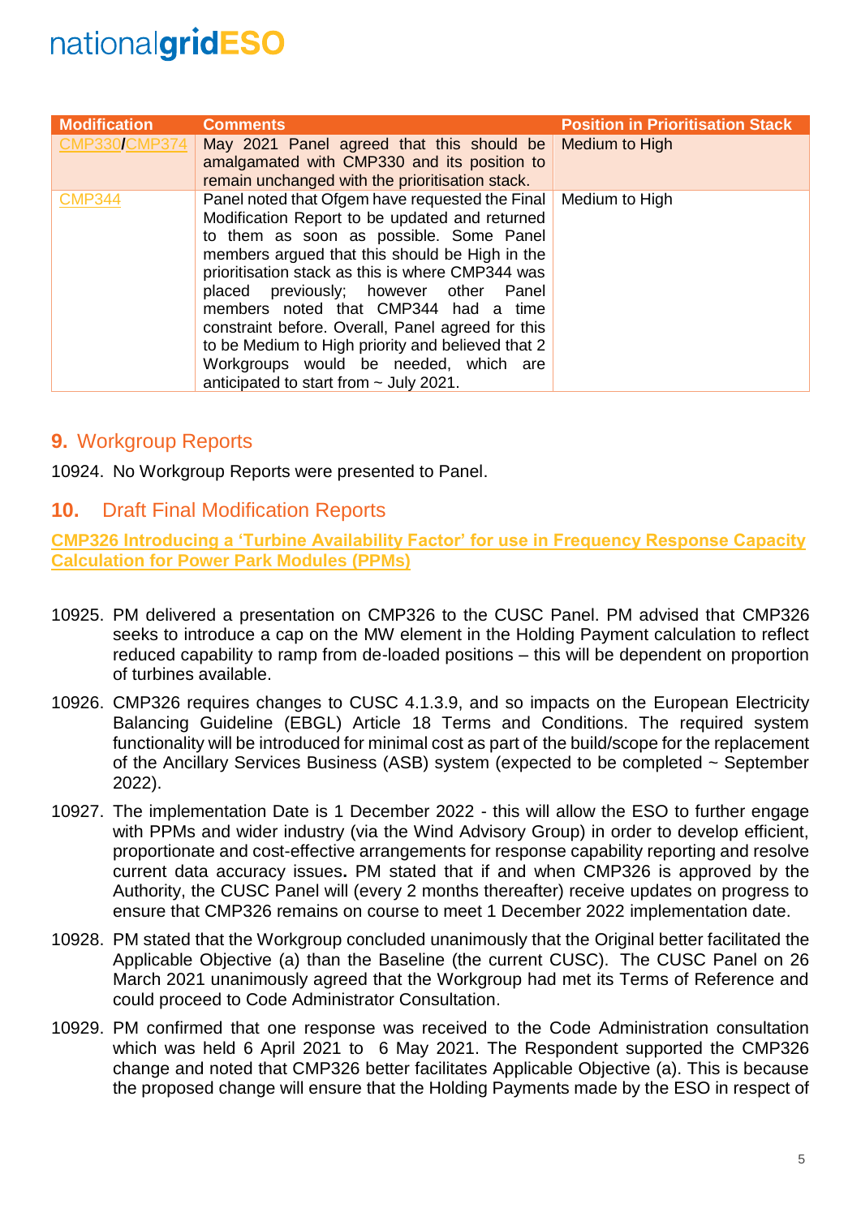| Modification | Comments | Position in Prioritisation Stack |
|---|---|---|
| CMP330/CMP374 | May 2021 Panel agreed that this should be amalgamated with CMP330 and its position to remain unchanged with the prioritisation stack. | Medium to High |
| CMP344 | Panel noted that Ofgem have requested the Final Modification Report to be updated and returned to them as soon as possible. Some Panel members argued that this should be High in the prioritisation stack as this is where CMP344 was placed previously; however other Panel members noted that CMP344 had a time constraint before. Overall, Panel agreed for this to be Medium to High priority and believed that 2 Workgroups would be needed, which are anticipated to start from ~ July 2021. | Medium to High |

## 9. Workgroup Reports

10924. No Workgroup Reports were presented to Panel.

## 10. Draft Final Modification Reports

**CMP326 Introducing a 'Turbine Availability Factor' for use in Frequency Response Capacity Calculation for Power Park Modules (PPMs)**

10925. PM delivered a presentation on CMP326 to the CUSC Panel. PM advised that CMP326 seeks to introduce a cap on the MW element in the Holding Payment calculation to reflect reduced capability to ramp from de-loaded positions – this will be dependent on proportion of turbines available.

10926. CMP326 requires changes to CUSC 4.1.3.9, and so impacts on the European Electricity Balancing Guideline (EBGL) Article 18 Terms and Conditions. The required system functionality will be introduced for minimal cost as part of the build/scope for the replacement of the Ancillary Services Business (ASB) system (expected to be completed ~ September 2022).

10927. The implementation Date is 1 December 2022 - this will allow the ESO to further engage with PPMs and wider industry (via the Wind Advisory Group) in order to develop efficient, proportionate and cost-effective arrangements for response capability reporting and resolve current data accuracy issues**.** PM stated that if and when CMP326 is approved by the Authority, the CUSC Panel will (every 2 months thereafter) receive updates on progress to ensure that CMP326 remains on course to meet 1 December 2022 implementation date.

10928. PM stated that the Workgroup concluded unanimously that the Original better facilitated the Applicable Objective (a) than the Baseline (the current CUSC). The CUSC Panel on 26 March 2021 unanimously agreed that the Workgroup had met its Terms of Reference and could proceed to Code Administrator Consultation.

10929. PM confirmed that one response was received to the Code Administration consultation which was held 6 April 2021 to 6 May 2021. The Respondent supported the CMP326 change and noted that CMP326 better facilitates Applicable Objective (a). This is because the proposed change will ensure that the Holding Payments made by the ESO in respect of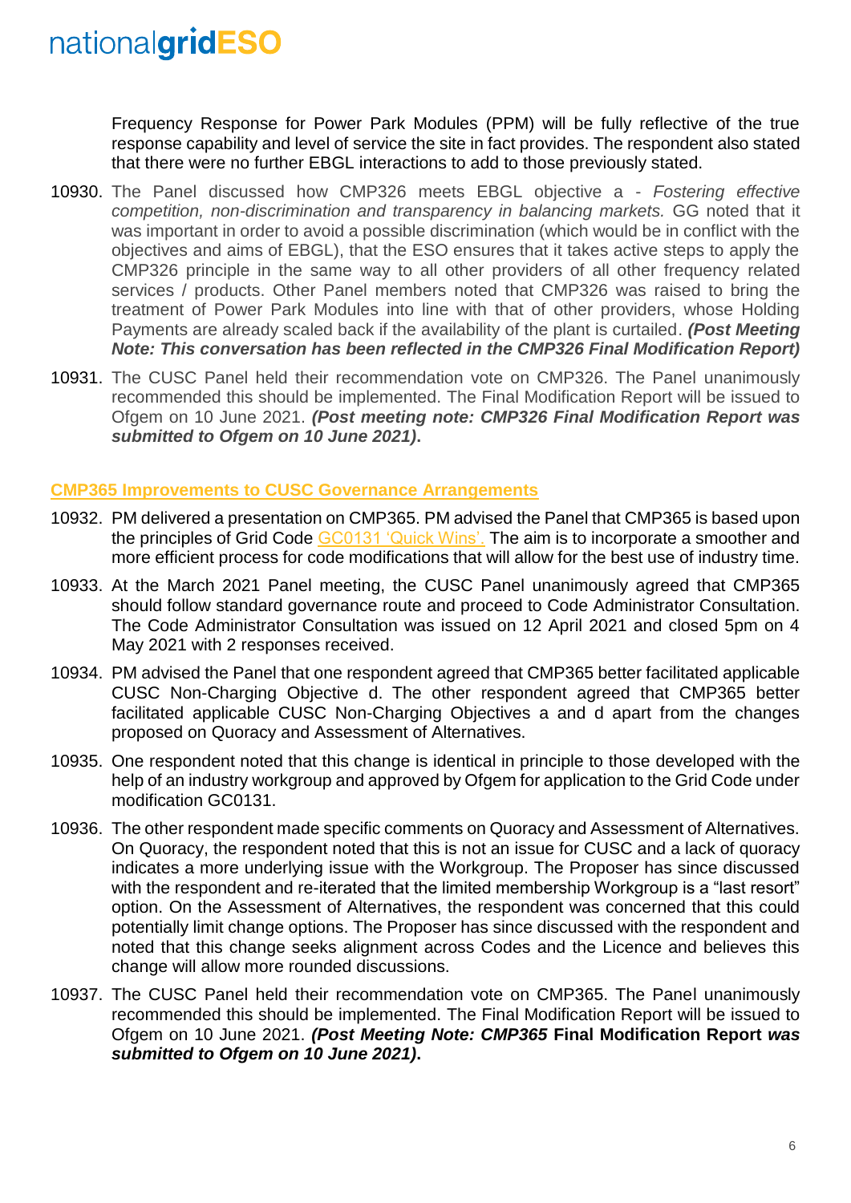Frequency Response for Power Park Modules (PPM) will be fully reflective of the true response capability and level of service the site in fact provides. The respondent also stated that there were no further EBGL interactions to add to those previously stated.

10930. The Panel discussed how CMP326 meets EBGL objective a - *Fostering effective competition, non-discrimination and transparency in balancing markets.* GG noted that it was important in order to avoid a possible discrimination (which would be in conflict with the objectives and aims of EBGL), that the ESO ensures that it takes active steps to apply the CMP326 principle in the same way to all other providers of all other frequency related services / products. Other Panel members noted that CMP326 was raised to bring the treatment of Power Park Modules into line with that of other providers, whose Holding Payments are already scaled back if the availability of the plant is curtailed. ***(Post Meeting Note: This conversation has been reflected in the CMP326 Final Modification Report)***

10931. The CUSC Panel held their recommendation vote on CMP326. The Panel unanimously recommended this should be implemented. The Final Modification Report will be issued to Ofgem on 10 June 2021. ***(Post meeting note: CMP326 Final Modification Report was submitted to Ofgem on 10 June 2021)*.**

## CMP365 Improvements to CUSC Governance Arrangements

10932. PM delivered a presentation on CMP365. PM advised the Panel that CMP365 is based upon the principles of Grid Code GC0131 'Quick Wins'. The aim is to incorporate a smoother and more efficient process for code modifications that will allow for the best use of industry time.

10933. At the March 2021 Panel meeting, the CUSC Panel unanimously agreed that CMP365 should follow standard governance route and proceed to Code Administrator Consultation. The Code Administrator Consultation was issued on 12 April 2021 and closed 5pm on 4 May 2021 with 2 responses received.

10934. PM advised the Panel that one respondent agreed that CMP365 better facilitated applicable CUSC Non-Charging Objective d. The other respondent agreed that CMP365 better facilitated applicable CUSC Non-Charging Objectives a and d apart from the changes proposed on Quoracy and Assessment of Alternatives.

10935. One respondent noted that this change is identical in principle to those developed with the help of an industry workgroup and approved by Ofgem for application to the Grid Code under modification GC0131.

10936. The other respondent made specific comments on Quoracy and Assessment of Alternatives. On Quoracy, the respondent noted that this is not an issue for CUSC and a lack of quoracy indicates a more underlying issue with the Workgroup. The Proposer has since discussed with the respondent and re-iterated that the limited membership Workgroup is a "last resort" option. On the Assessment of Alternatives, the respondent was concerned that this could potentially limit change options. The Proposer has since discussed with the respondent and noted that this change seeks alignment across Codes and the Licence and believes this change will allow more rounded discussions.

10937. The CUSC Panel held their recommendation vote on CMP365. The Panel unanimously recommended this should be implemented. The Final Modification Report will be issued to Ofgem on 10 June 2021. ***(Post Meeting Note: CMP365* Final Modification Report *was submitted to Ofgem on 10 June 2021)*.**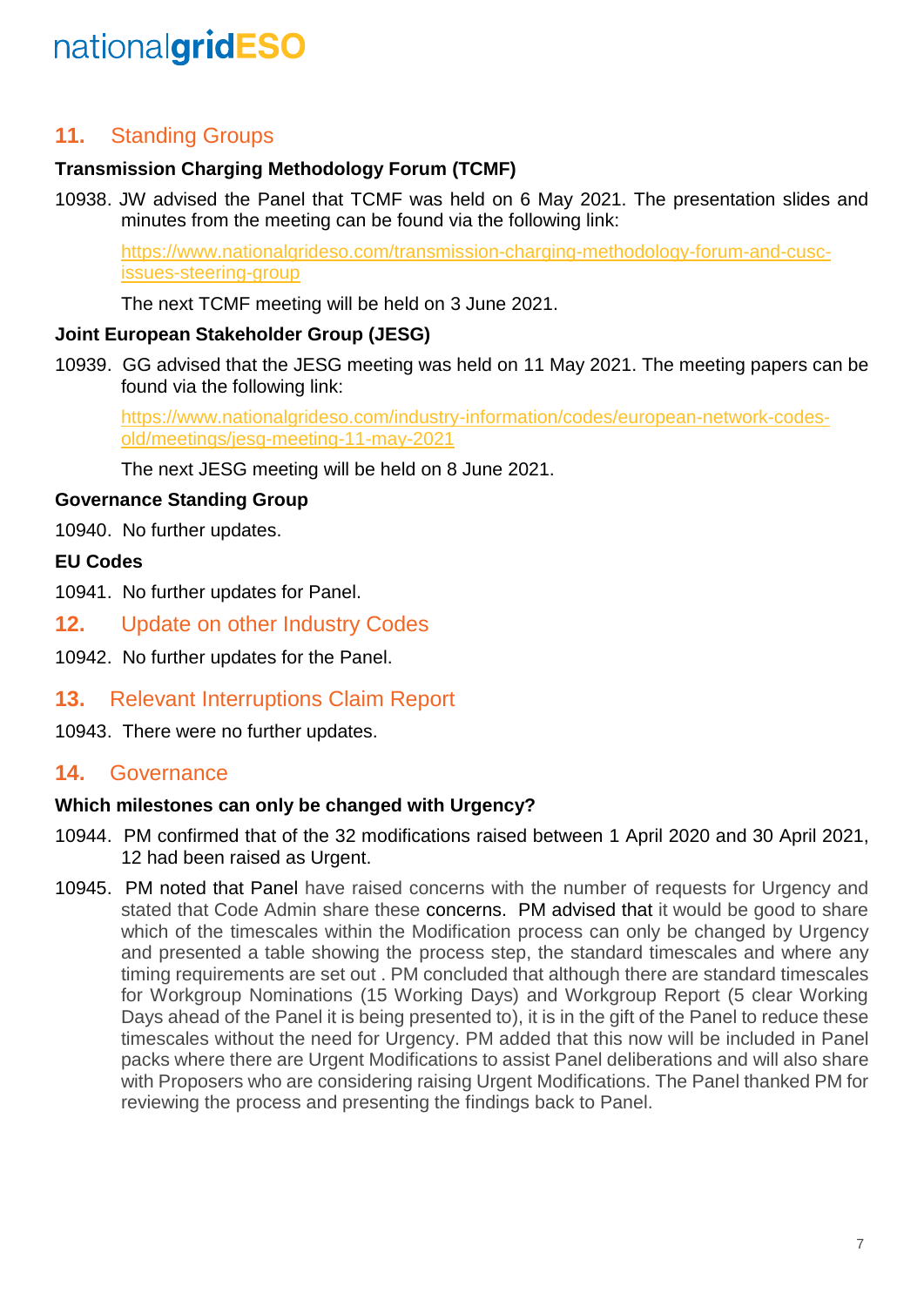## 11. Standing Groups

**Transmission Charging Methodology Forum (TCMF)**

10938. JW advised the Panel that TCMF was held on 6 May 2021. The presentation slides and minutes from the meeting can be found via the following link:

[https://www.nationalgrideso.com/transmission-charging-methodology-forum-and-cusc-issues-steering-group](https://www.nationalgrideso.com/transmission-charging-methodology-forum-and-cusc-issues-steering-group)

The next TCMF meeting will be held on 3 June 2021.

**Joint European Stakeholder Group (JESG)**

10939. GG advised that the JESG meeting was held on 11 May 2021. The meeting papers can be found via the following link:

[https://www.nationalgrideso.com/industry-information/codes/european-network-codes-old/meetings/jesg-meeting-11-may-2021](https://www.nationalgrideso.com/industry-information/codes/european-network-codes-old/meetings/jesg-meeting-11-may-2021)

The next JESG meeting will be held on 8 June 2021.

**Governance Standing Group**

10940. No further updates.

**EU Codes**

10941. No further updates for Panel.

## 12. Update on other Industry Codes

10942. No further updates for the Panel.

## 13. Relevant Interruptions Claim Report

10943. There were no further updates.

## 14. Governance

**Which milestones can only be changed with Urgency?**

10944. PM confirmed that of the 32 modifications raised between 1 April 2020 and 30 April 2021, 12 had been raised as Urgent.

10945. PM noted that Panel have raised concerns with the number of requests for Urgency and stated that Code Admin share these concerns. PM advised that it would be good to share which of the timescales within the Modification process can only be changed by Urgency and presented a table showing the process step, the standard timescales and where any timing requirements are set out . PM concluded that although there are standard timescales for Workgroup Nominations (15 Working Days) and Workgroup Report (5 clear Working Days ahead of the Panel it is being presented to), it is in the gift of the Panel to reduce these timescales without the need for Urgency. PM added that this now will be included in Panel packs where there are Urgent Modifications to assist Panel deliberations and will also share with Proposers who are considering raising Urgent Modifications. The Panel thanked PM for reviewing the process and presenting the findings back to Panel.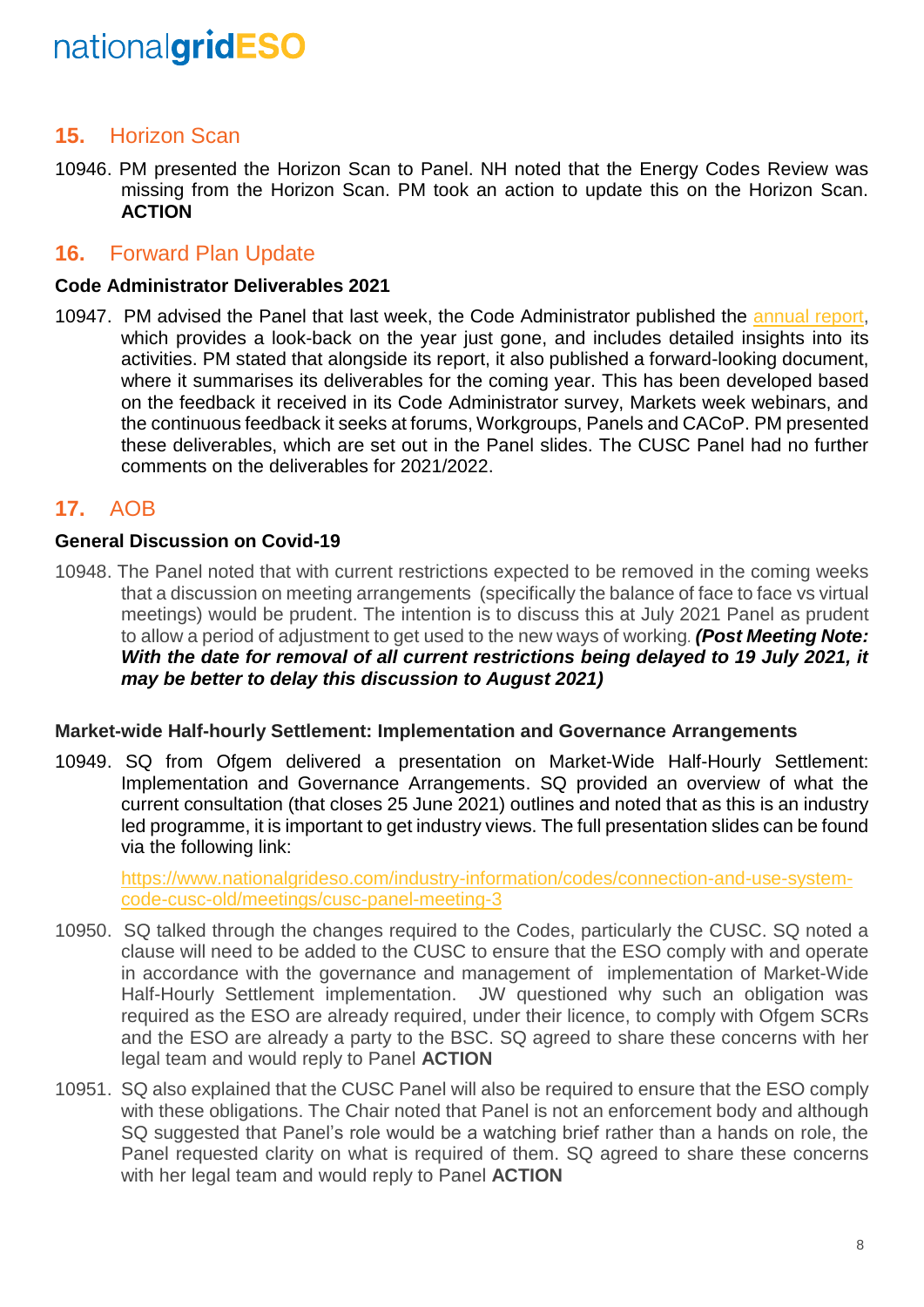## 15. Horizon Scan

10946. PM presented the Horizon Scan to Panel. NH noted that the Energy Codes Review was missing from the Horizon Scan. PM took an action to update this on the Horizon Scan. **ACTION**

## 16. Forward Plan Update

**Code Administrator Deliverables 2021**

10947. PM advised the Panel that last week, the Code Administrator published the annual report, which provides a look-back on the year just gone, and includes detailed insights into its activities. PM stated that alongside its report, it also published a forward-looking document, where it summarises its deliverables for the coming year. This has been developed based on the feedback it received in its Code Administrator survey, Markets week webinars, and the continuous feedback it seeks at forums, Workgroups, Panels and CACoP. PM presented these deliverables, which are set out in the Panel slides. The CUSC Panel had no further comments on the deliverables for 2021/2022.

## 17. AOB

**General Discussion on Covid-19**

10948. The Panel noted that with current restrictions expected to be removed in the coming weeks that a discussion on meeting arrangements (specifically the balance of face to face vs virtual meetings) would be prudent. The intention is to discuss this at July 2021 Panel as prudent to allow a period of adjustment to get used to the new ways of working. ***(Post Meeting Note: With the date for removal of all current restrictions being delayed to 19 July 2021, it may be better to delay this discussion to August 2021)***

**Market-wide Half-hourly Settlement: Implementation and Governance Arrangements**

10949. SQ from Ofgem delivered a presentation on Market-Wide Half-Hourly Settlement: Implementation and Governance Arrangements. SQ provided an overview of what the current consultation (that closes 25 June 2021) outlines and noted that as this is an industry led programme, it is important to get industry views. The full presentation slides can be found via the following link:

https://www.nationalgrideso.com/industry-information/codes/connection-and-use-system-code-cusc-old/meetings/cusc-panel-meeting-3

10950. SQ talked through the changes required to the Codes, particularly the CUSC. SQ noted a clause will need to be added to the CUSC to ensure that the ESO comply with and operate in accordance with the governance and management of implementation of Market-Wide Half-Hourly Settlement implementation. JW questioned why such an obligation was required as the ESO are already required, under their licence, to comply with Ofgem SCRs and the ESO are already a party to the BSC. SQ agreed to share these concerns with her legal team and would reply to Panel **ACTION**

10951. SQ also explained that the CUSC Panel will also be required to ensure that the ESO comply with these obligations. The Chair noted that Panel is not an enforcement body and although SQ suggested that Panel's role would be a watching brief rather than a hands on role, the Panel requested clarity on what is required of them. SQ agreed to share these concerns with her legal team and would reply to Panel **ACTION**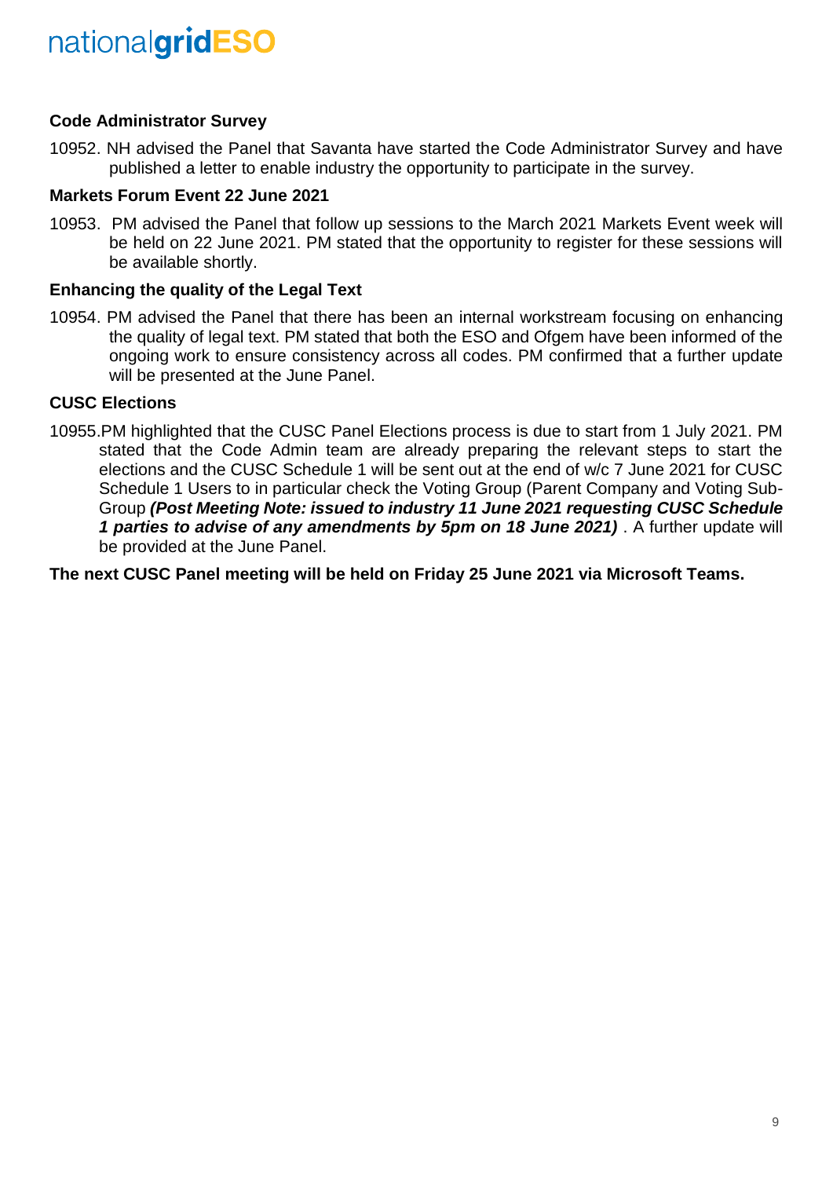### Code Administrator Survey

10952. NH advised the Panel that Savanta have started the Code Administrator Survey and have published a letter to enable industry the opportunity to participate in the survey.

### Markets Forum Event 22 June 2021

10953. PM advised the Panel that follow up sessions to the March 2021 Markets Event week will be held on 22 June 2021. PM stated that the opportunity to register for these sessions will be available shortly.

### Enhancing the quality of the Legal Text

10954. PM advised the Panel that there has been an internal workstream focusing on enhancing the quality of legal text. PM stated that both the ESO and Ofgem have been informed of the ongoing work to ensure consistency across all codes. PM confirmed that a further update will be presented at the June Panel.

### CUSC Elections

10955. PM highlighted that the CUSC Panel Elections process is due to start from 1 July 2021. PM stated that the Code Admin team are already preparing the relevant steps to start the elections and the CUSC Schedule 1 will be sent out at the end of w/c 7 June 2021 for CUSC Schedule 1 Users to in particular check the Voting Group (Parent Company and Voting Sub-Group ***(Post Meeting Note: issued to industry 11 June 2021 requesting CUSC Schedule 1 parties to advise of any amendments by 5pm on 18 June 2021)*** . A further update will be provided at the June Panel.

**The next CUSC Panel meeting will be held on Friday 25 June 2021 via Microsoft Teams.**